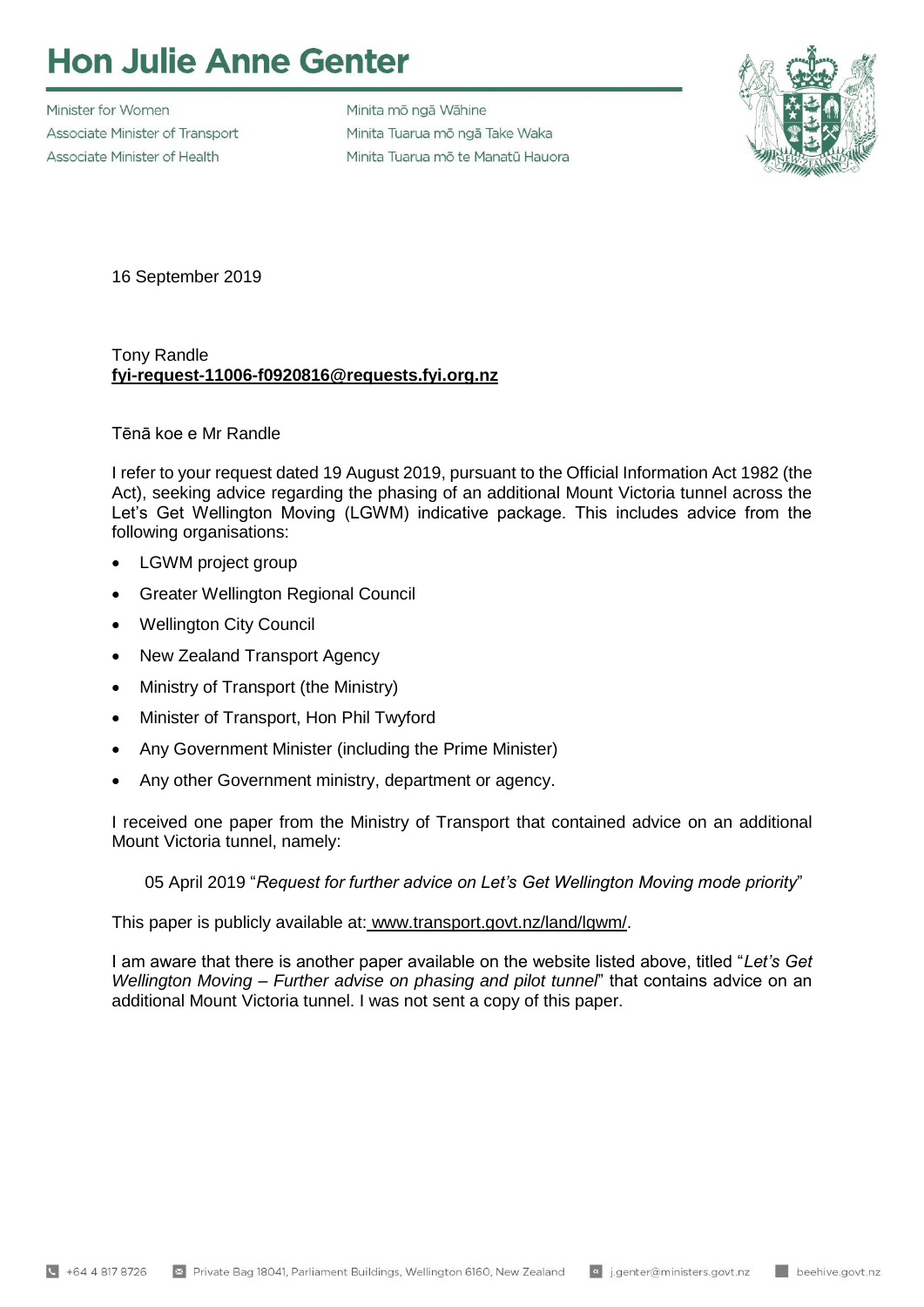# Hon Julie Anne Genter

Minister for Women | Minita mō ngā Wāhine
Associate Minister of Transport | Minita Tuarua mō ngā Take Waka
Associate Minister of Health | Minita Tuarua mō te Manatū Hauora

16 September 2019

Tony Randle
**fyi-request-11006-f0920816@requests.fyi.org.nz**

Tēnā koe e Mr Randle

I refer to your request dated 19 August 2019, pursuant to the Official Information Act 1982 (the Act), seeking advice regarding the phasing of an additional Mount Victoria tunnel across the Let's Get Wellington Moving (LGWM) indicative package. This includes advice from the following organisations:

- LGWM project group
- Greater Wellington Regional Council
- Wellington City Council
- New Zealand Transport Agency
- Ministry of Transport (the Ministry)
- Minister of Transport, Hon Phil Twyford
- Any Government Minister (including the Prime Minister)
- Any other Government ministry, department or agency.

I received one paper from the Ministry of Transport that contained advice on an additional Mount Victoria tunnel, namely:

> 05 April 2019 "*Request for further advice on Let's Get Wellington Moving mode priority*"

This paper is publicly available at: www.transport.govt.nz/land/lgwm/.

I am aware that there is another paper available on the website listed above, titled "*Let's Get Wellington Moving – Further advise on phasing and pilot tunnel*" that contains advice on an additional Mount Victoria tunnel. I was not sent a copy of this paper.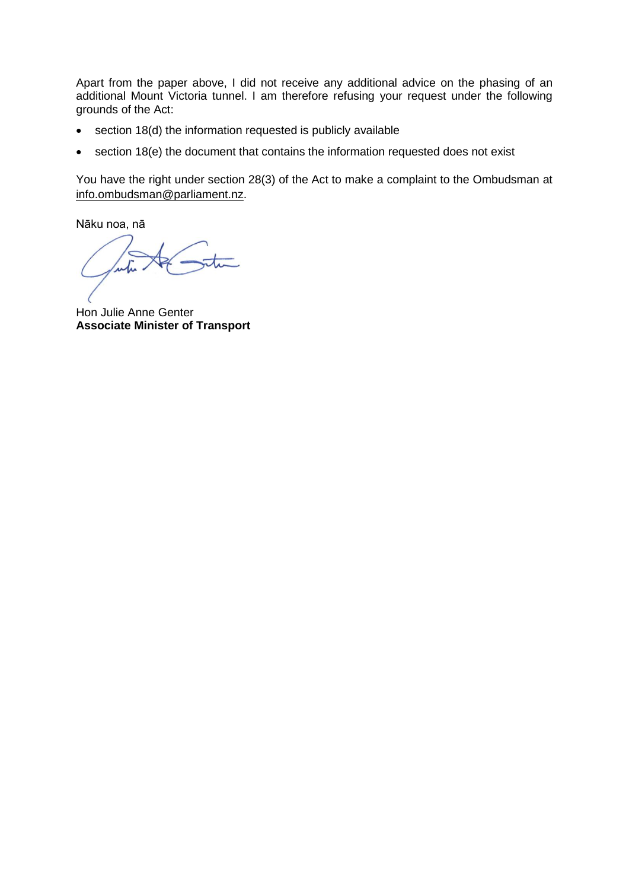Apart from the paper above, I did not receive any additional advice on the phasing of an additional Mount Victoria tunnel. I am therefore refusing your request under the following grounds of the Act:

- section 18(d) the information requested is publicly available
- section 18(e) the document that contains the information requested does not exist

You have the right under section 28(3) of the Act to make a complaint to the Ombudsman at info.ombudsman@parliament.nz.

Nāku noa, nā

Hon Julie Anne Genter
**Associate Minister of Transport**